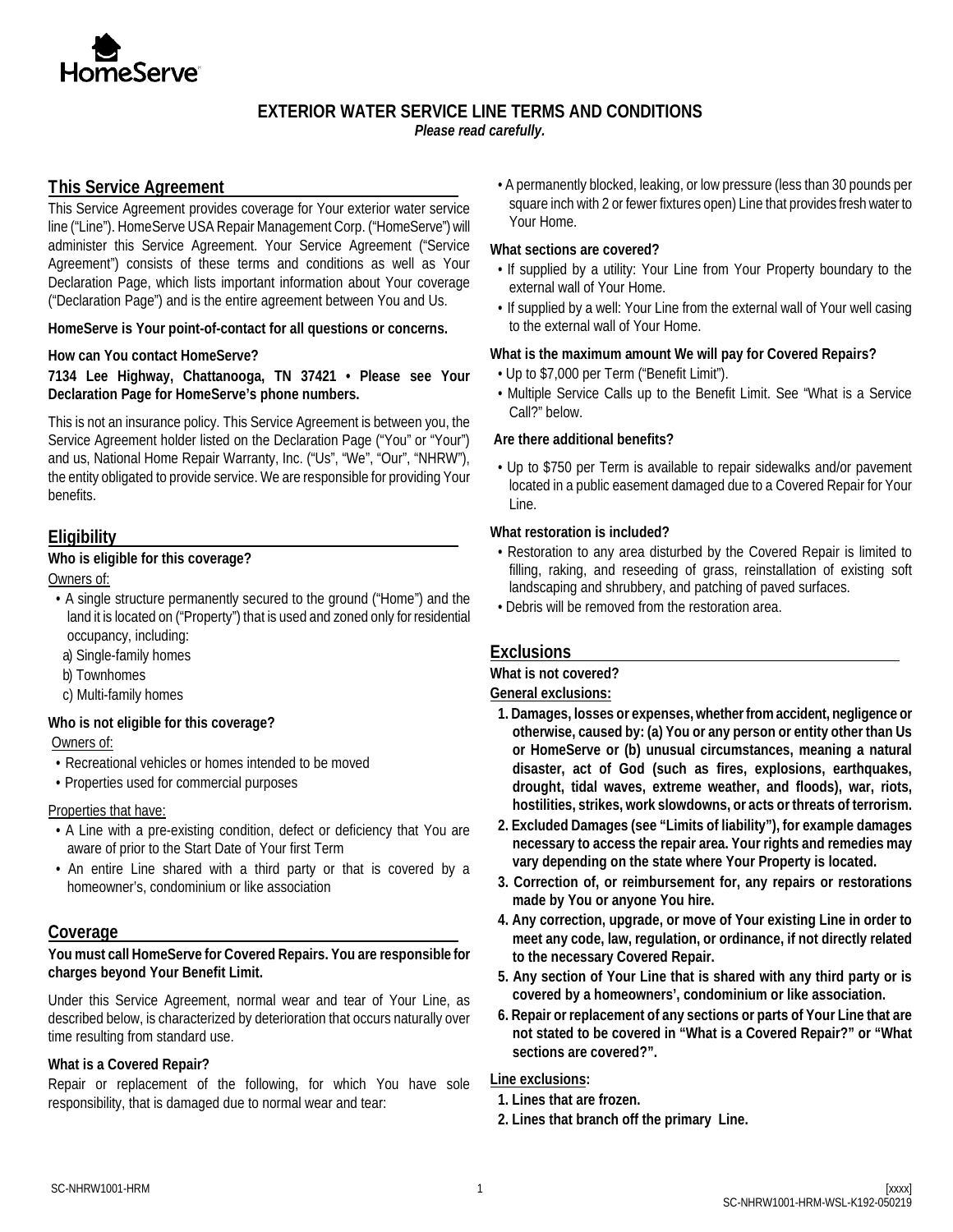# EXTERIOR WATER SERVICE LINE TERMS AND CONDITIONS

***Please read carefully.***

## This Service Agreement

This Service Agreement provides coverage for Your exterior water service line ("Line"). HomeServe USA Repair Management Corp. ("HomeServe") will administer this Service Agreement. Your Service Agreement ("Service Agreement") consists of these terms and conditions as well as Your Declaration Page, which lists important information about Your coverage ("Declaration Page") and is the entire agreement between You and Us.

**HomeServe is Your point-of-contact for all questions or concerns.**

**How can You contact HomeServe?**

**7134 Lee Highway, Chattanooga, TN 37421 • Please see Your Declaration Page for HomeServe's phone numbers.**

This is not an insurance policy. This Service Agreement is between you, the Service Agreement holder listed on the Declaration Page ("You" or "Your") and us, National Home Repair Warranty, Inc. ("Us", "We", "Our", "NHRW"), the entity obligated to provide service. We are responsible for providing Your benefits.

## Eligibility

**Who is eligible for this coverage?**

Owners of:

- A single structure permanently secured to the ground ("Home") and the land it is located on ("Property") that is used and zoned only for residential occupancy, including:
  a) Single-family homes
  b) Townhomes
  c) Multi-family homes

**Who is not eligible for this coverage?**

Owners of:

- Recreational vehicles or homes intended to be moved
- Properties used for commercial purposes

Properties that have:

- A Line with a pre-existing condition, defect or deficiency that You are aware of prior to the Start Date of Your first Term
- An entire Line shared with a third party or that is covered by a homeowner's, condominium or like association

## Coverage

**You must call HomeServe for Covered Repairs. You are responsible for charges beyond Your Benefit Limit.**

Under this Service Agreement, normal wear and tear of Your Line, as described below, is characterized by deterioration that occurs naturally over time resulting from standard use.

**What is a Covered Repair?**

Repair or replacement of the following, for which You have sole responsibility, that is damaged due to normal wear and tear:

- A permanently blocked, leaking, or low pressure (less than 30 pounds per square inch with 2 or fewer fixtures open) Line that provides fresh water to Your Home.

**What sections are covered?**

- If supplied by a utility: Your Line from Your Property boundary to the external wall of Your Home.
- If supplied by a well: Your Line from the external wall of Your well casing to the external wall of Your Home.

**What is the maximum amount We will pay for Covered Repairs?**

- Up to $7,000 per Term ("Benefit Limit").
- Multiple Service Calls up to the Benefit Limit. See "What is a Service Call?" below.

**Are there additional benefits?**

- Up to $750 per Term is available to repair sidewalks and/or pavement located in a public easement damaged due to a Covered Repair for Your Line.

**What restoration is included?**

- Restoration to any area disturbed by the Covered Repair is limited to filling, raking, and reseeding of grass, reinstallation of existing soft landscaping and shrubbery, and patching of paved surfaces.
- Debris will be removed from the restoration area.

## Exclusions

**What is not covered?**

**General exclusions:**

1. **Damages, losses or expenses, whether from accident, negligence or otherwise, caused by: (a) You or any person or entity other than Us or HomeServe or (b) unusual circumstances, meaning a natural disaster, act of God (such as fires, explosions, earthquakes, drought, tidal waves, extreme weather, and floods), war, riots, hostilities, strikes, work slowdowns, or acts or threats of terrorism.**
2. **Excluded Damages (see "Limits of liability"), for example damages necessary to access the repair area. Your rights and remedies may vary depending on the state where Your Property is located.**
3. **Correction of, or reimbursement for, any repairs or restorations made by You or anyone You hire.**
4. **Any correction, upgrade, or move of Your existing Line in order to meet any code, law, regulation, or ordinance, if not directly related to the necessary Covered Repair.**
5. **Any section of Your Line that is shared with any third party or is covered by a homeowners', condominium or like association.**
6. **Repair or replacement of any sections or parts of Your Line that are not stated to be covered in "What is a Covered Repair?" or "What sections are covered?".**

**Line exclusions:**

1. **Lines that are frozen.**
2. **Lines that branch off the primary Line.**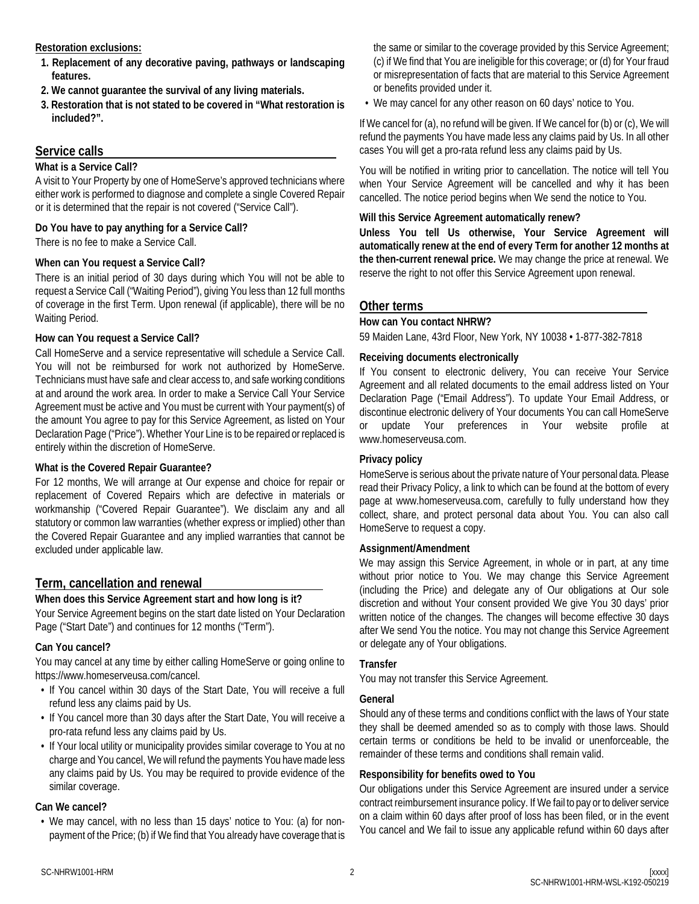**Restoration exclusions:**

1. **Replacement of any decorative paving, pathways or landscaping features.**
2. **We cannot guarantee the survival of any living materials.**
3. **Restoration that is not stated to be covered in "What restoration is included?".**

## Service calls

### What is a Service Call?

A visit to Your Property by one of HomeServe's approved technicians where either work is performed to diagnose and complete a single Covered Repair or it is determined that the repair is not covered ("Service Call").

### Do You have to pay anything for a Service Call?

There is no fee to make a Service Call.

### When can You request a Service Call?

There is an initial period of 30 days during which You will not be able to request a Service Call ("Waiting Period"), giving You less than 12 full months of coverage in the first Term. Upon renewal (if applicable), there will be no Waiting Period.

### How can You request a Service Call?

Call HomeServe and a service representative will schedule a Service Call. You will not be reimbursed for work not authorized by HomeServe. Technicians must have safe and clear access to, and safe working conditions at and around the work area. In order to make a Service Call Your Service Agreement must be active and You must be current with Your payment(s) of the amount You agree to pay for this Service Agreement, as listed on Your Declaration Page ("Price"). Whether Your Line is to be repaired or replaced is entirely within the discretion of HomeServe.

### What is the Covered Repair Guarantee?

For 12 months, We will arrange at Our expense and choice for repair or replacement of Covered Repairs which are defective in materials or workmanship ("Covered Repair Guarantee"). We disclaim any and all statutory or common law warranties (whether express or implied) other than the Covered Repair Guarantee and any implied warranties that cannot be excluded under applicable law.

## Term, cancellation and renewal

### When does this Service Agreement start and how long is it?

Your Service Agreement begins on the start date listed on Your Declaration Page ("Start Date") and continues for 12 months ("Term").

### Can You cancel?

You may cancel at any time by either calling HomeServe or going online to https://www.homeserveusa.com/cancel.

- If You cancel within 30 days of the Start Date, You will receive a full refund less any claims paid by Us.
- If You cancel more than 30 days after the Start Date, You will receive a pro-rata refund less any claims paid by Us.
- If Your local utility or municipality provides similar coverage to You at no charge and You cancel, We will refund the payments You have made less any claims paid by Us. You may be required to provide evidence of the similar coverage.

### Can We cancel?

- We may cancel, with no less than 15 days' notice to You: (a) for non-payment of the Price; (b) if We find that You already have coverage that is the same or similar to the coverage provided by this Service Agreement; (c) if We find that You are ineligible for this coverage; or (d) for Your fraud or misrepresentation of facts that are material to this Service Agreement or benefits provided under it.
- We may cancel for any other reason on 60 days' notice to You.

If We cancel for (a), no refund will be given. If We cancel for (b) or (c), We will refund the payments You have made less any claims paid by Us. In all other cases You will get a pro-rata refund less any claims paid by Us.

You will be notified in writing prior to cancellation. The notice will tell You when Your Service Agreement will be cancelled and why it has been cancelled. The notice period begins when We send the notice to You.

### Will this Service Agreement automatically renew?

**Unless You tell Us otherwise, Your Service Agreement will automatically renew at the end of every Term for another 12 months at the then-current renewal price.** We may change the price at renewal. We reserve the right to not offer this Service Agreement upon renewal.

## Other terms

### How can You contact NHRW?

59 Maiden Lane, 43rd Floor, New York, NY 10038 • 1-877-382-7818

### Receiving documents electronically

If You consent to electronic delivery, You can receive Your Service Agreement and all related documents to the email address listed on Your Declaration Page ("Email Address"). To update Your Email Address, or discontinue electronic delivery of Your documents You can call HomeServe or update Your preferences in Your website profile at www.homeserveusa.com.

### Privacy policy

HomeServe is serious about the private nature of Your personal data. Please read their Privacy Policy, a link to which can be found at the bottom of every page at www.homeserveusa.com, carefully to fully understand how they collect, share, and protect personal data about You. You can also call HomeServe to request a copy.

### Assignment/Amendment

We may assign this Service Agreement, in whole or in part, at any time without prior notice to You. We may change this Service Agreement (including the Price) and delegate any of Our obligations at Our sole discretion and without Your consent provided We give You 30 days' prior written notice of the changes. The changes will become effective 30 days after We send You the notice. You may not change this Service Agreement or delegate any of Your obligations.

### Transfer

You may not transfer this Service Agreement.

### General

Should any of these terms and conditions conflict with the laws of Your state they shall be deemed amended so as to comply with those laws. Should certain terms or conditions be held to be invalid or unenforceable, the remainder of these terms and conditions shall remain valid.

### Responsibility for benefits owed to You

Our obligations under this Service Agreement are insured under a service contract reimbursement insurance policy. If We fail to pay or to deliver service on a claim within 60 days after proof of loss has been filed, or in the event You cancel and We fail to issue any applicable refund within 60 days after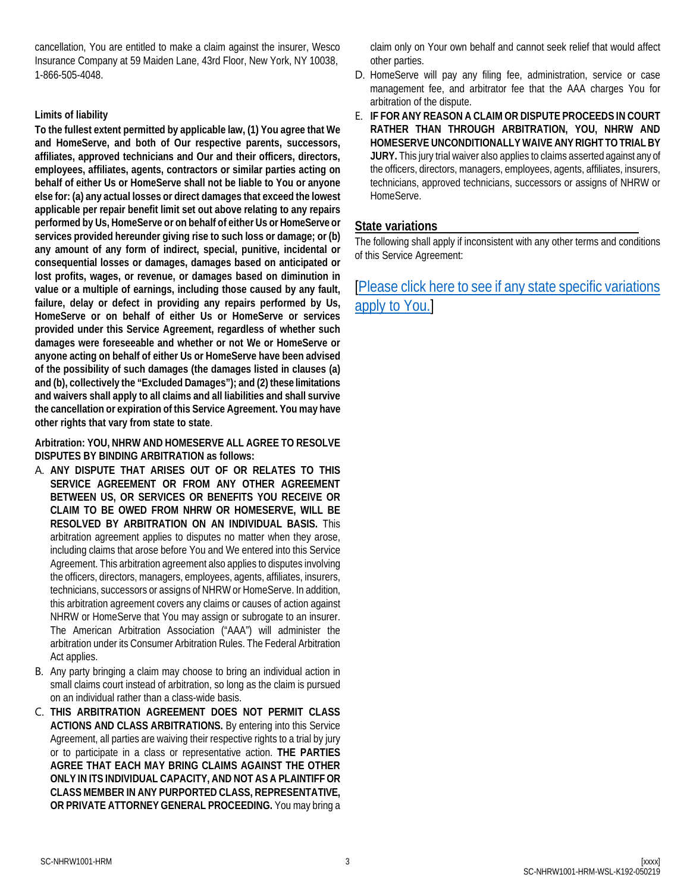cancellation, You are entitled to make a claim against the insurer, Wesco Insurance Company at 59 Maiden Lane, 43rd Floor, New York, NY 10038, 1-866-505-4048.

**Limits of liability**

**To the fullest extent permitted by applicable law, (1) You agree that We and HomeServe, and both of Our respective parents, successors, affiliates, approved technicians and Our and their officers, directors, employees, affiliates, agents, contractors or similar parties acting on behalf of either Us or HomeServe shall not be liable to You or anyone else for: (a) any actual losses or direct damages that exceed the lowest applicable per repair benefit limit set out above relating to any repairs performed by Us, HomeServe or on behalf of either Us or HomeServe or services provided hereunder giving rise to such loss or damage; or (b) any amount of any form of indirect, special, punitive, incidental or consequential losses or damages, damages based on anticipated or lost profits, wages, or revenue, or damages based on diminution in value or a multiple of earnings, including those caused by any fault, failure, delay or defect in providing any repairs performed by Us, HomeServe or on behalf of either Us or HomeServe or services provided under this Service Agreement, regardless of whether such damages were foreseeable and whether or not We or HomeServe or anyone acting on behalf of either Us or HomeServe have been advised of the possibility of such damages (the damages listed in clauses (a) and (b), collectively the "Excluded Damages"); and (2) these limitations and waivers shall apply to all claims and all liabilities and shall survive the cancellation or expiration of this Service Agreement. You may have other rights that vary from state to state**.

**Arbitration: YOU, NHRW AND HOMESERVE ALL AGREE TO RESOLVE DISPUTES BY BINDING ARBITRATION as follows:**

A. **ANY DISPUTE THAT ARISES OUT OF OR RELATES TO THIS SERVICE AGREEMENT OR FROM ANY OTHER AGREEMENT BETWEEN US, OR SERVICES OR BENEFITS YOU RECEIVE OR CLAIM TO BE OWED FROM NHRW OR HOMESERVE, WILL BE RESOLVED BY ARBITRATION ON AN INDIVIDUAL BASIS.** This arbitration agreement applies to disputes no matter when they arose, including claims that arose before You and We entered into this Service Agreement. This arbitration agreement also applies to disputes involving the officers, directors, managers, employees, agents, affiliates, insurers, technicians, successors or assigns of NHRW or HomeServe. In addition, this arbitration agreement covers any claims or causes of action against NHRW or HomeServe that You may assign or subrogate to an insurer. The American Arbitration Association ("AAA") will administer the arbitration under its Consumer Arbitration Rules. The Federal Arbitration Act applies.

B. Any party bringing a claim may choose to bring an individual action in small claims court instead of arbitration, so long as the claim is pursued on an individual rather than a class-wide basis.

C. **THIS ARBITRATION AGREEMENT DOES NOT PERMIT CLASS ACTIONS AND CLASS ARBITRATIONS.** By entering into this Service Agreement, all parties are waiving their respective rights to a trial by jury or to participate in a class or representative action. **THE PARTIES AGREE THAT EACH MAY BRING CLAIMS AGAINST THE OTHER ONLY IN ITS INDIVIDUAL CAPACITY, AND NOT AS A PLAINTIFF OR CLASS MEMBER IN ANY PURPORTED CLASS, REPRESENTATIVE, OR PRIVATE ATTORNEY GENERAL PROCEEDING.** You may bring a claim only on Your own behalf and cannot seek relief that would affect other parties.

D. HomeServe will pay any filing fee, administration, service or case management fee, and arbitrator fee that the AAA charges You for arbitration of the dispute.

E. **IF FOR ANY REASON A CLAIM OR DISPUTE PROCEEDS IN COURT RATHER THAN THROUGH ARBITRATION, YOU, NHRW AND HOMESERVE UNCONDITIONALLY WAIVE ANY RIGHT TO TRIAL BY JURY.** This jury trial waiver also applies to claims asserted against any of the officers, directors, managers, employees, agents, affiliates, insurers, technicians, approved technicians, successors or assigns of NHRW or HomeServe.

## State variations

The following shall apply if inconsistent with any other terms and conditions of this Service Agreement:

[Please click here to see if any state specific variations apply to You.]

SC-NHRW1001-HRM-WSL-K192-050219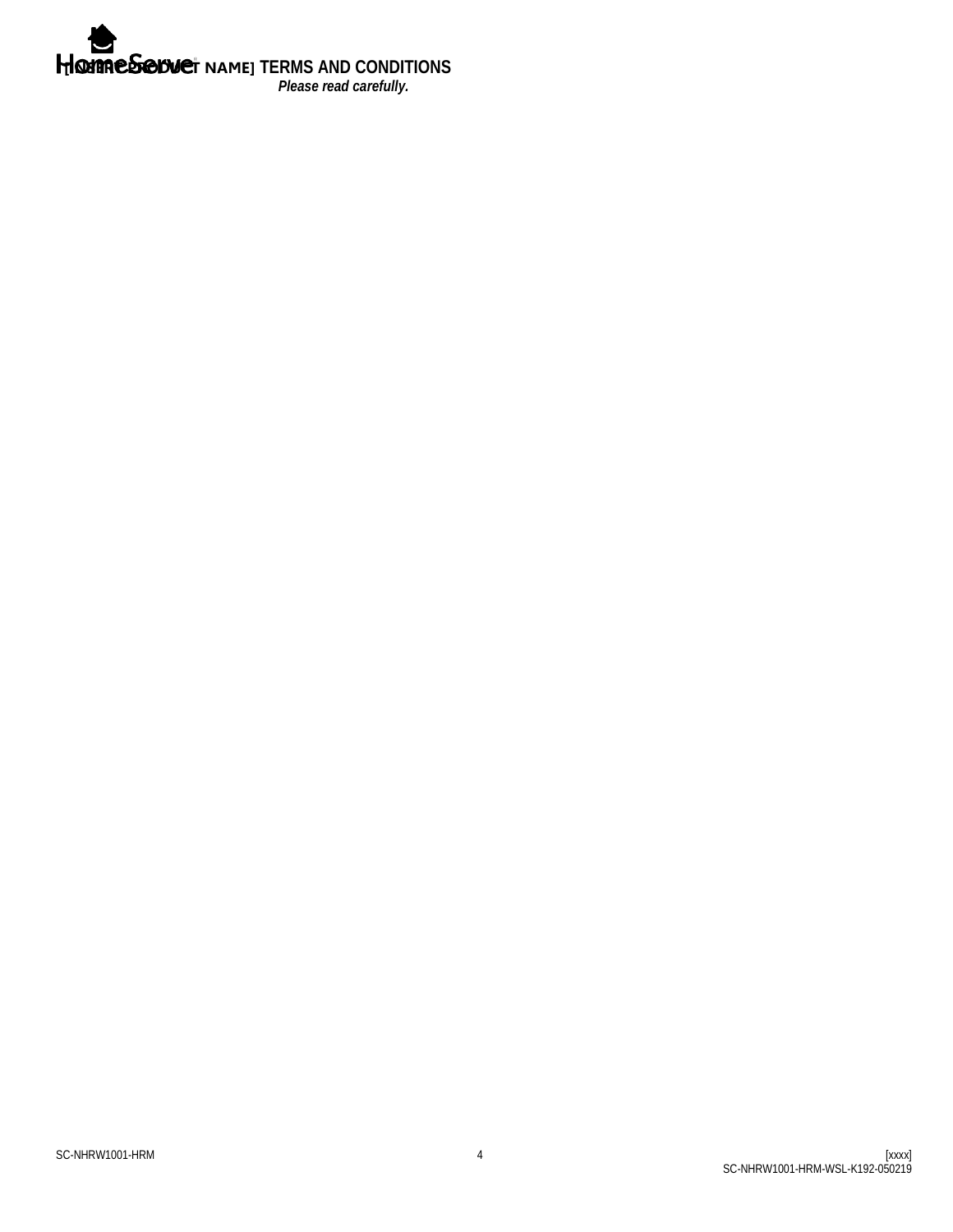# [INSERT PRODUCT NAME] TERMS AND CONDITIONS

***Please read carefully.***